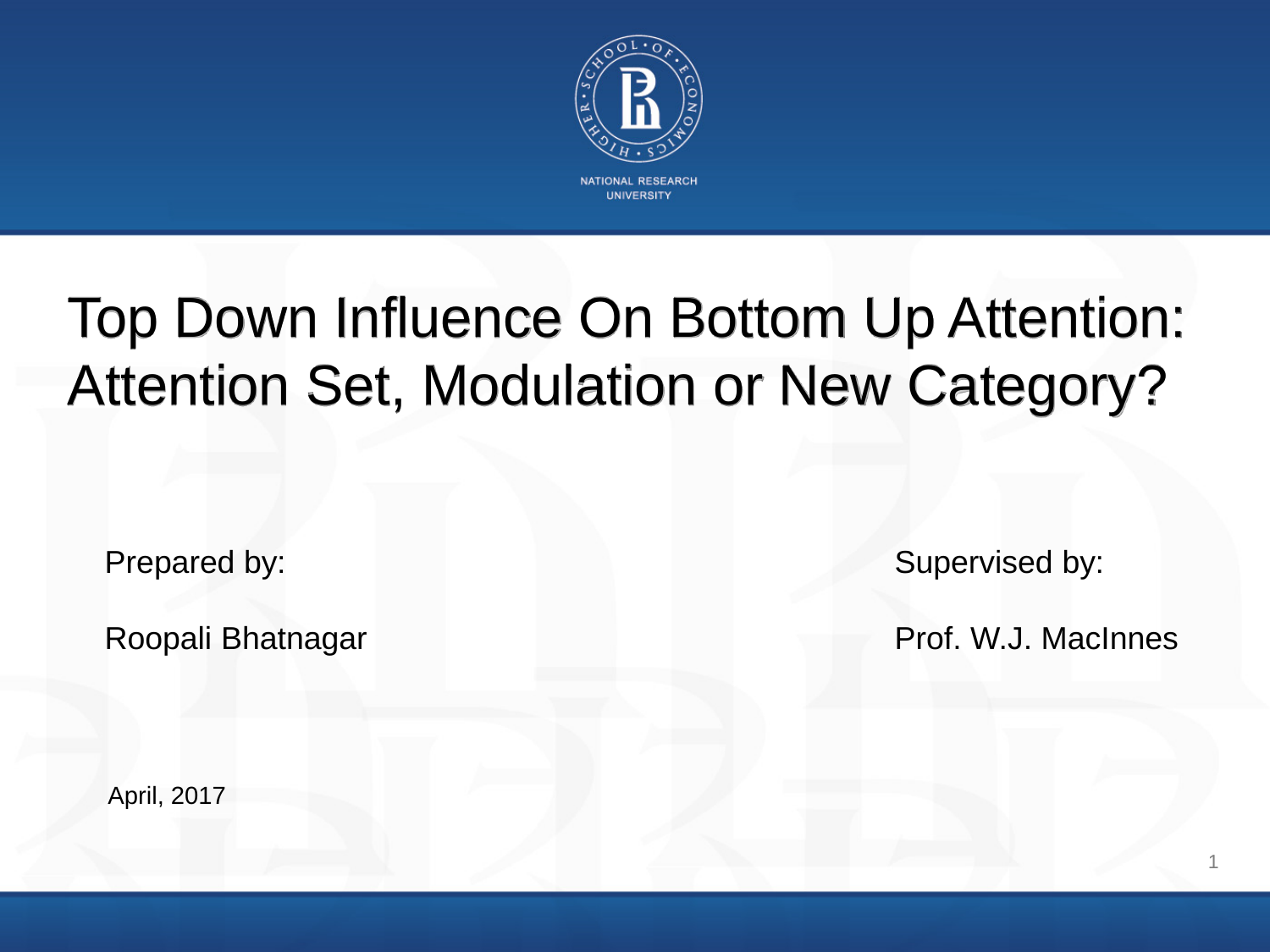NATIONAL RESEARCH UNIVERSITY

# Top Down Influence On Bottom Up Attention: Attention Set, Modulation or New Category?

Prepared by:

Roopali Bhatnagar

Supervised by:

Prof. W.J. MacInnes

April, 2017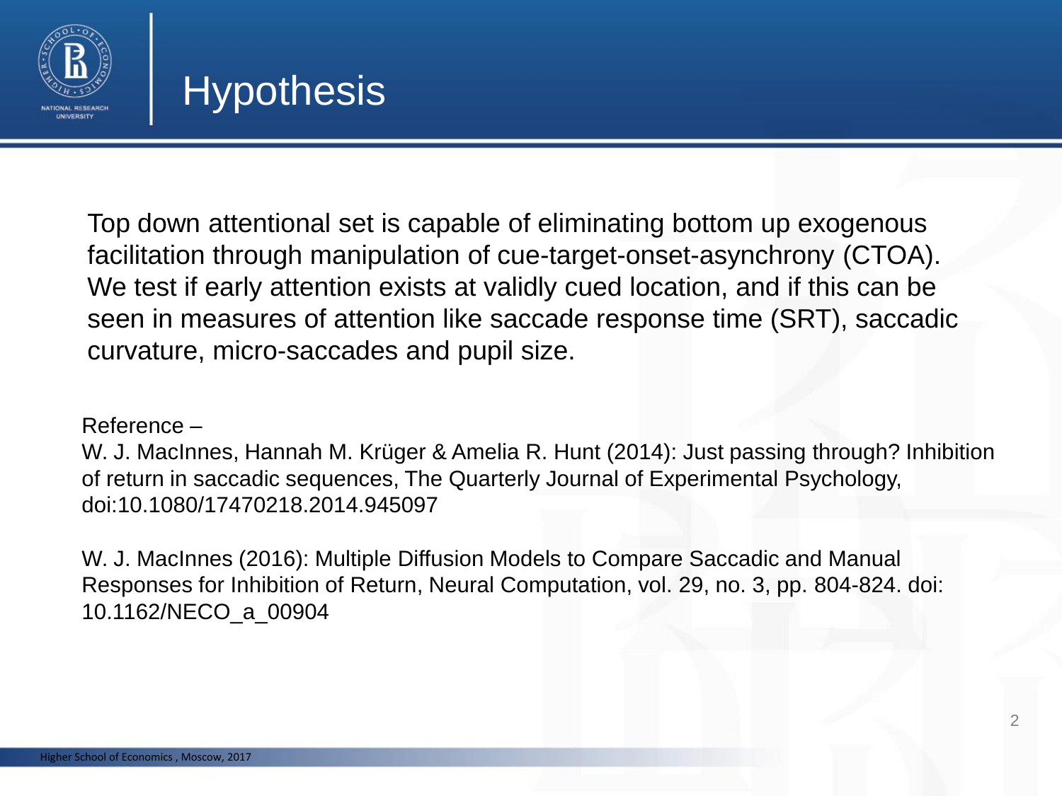# Hypothesis

Top down attentional set is capable of eliminating bottom up exogenous facilitation through manipulation of cue-target-onset-asynchrony (CTOA). We test if early attention exists at validly cued location, and if this can be seen in measures of attention like saccade response time (SRT), saccadic curvature, micro-saccades and pupil size.

Reference –

W. J. MacInnes, Hannah M. Krüger & Amelia R. Hunt (2014): Just passing through? Inhibition of return in saccadic sequences, The Quarterly Journal of Experimental Psychology, doi:10.1080/17470218.2014.945097

W. J. MacInnes (2016): Multiple Diffusion Models to Compare Saccadic and Manual Responses for Inhibition of Return, Neural Computation, vol. 29, no. 3, pp. 804-824. doi: 10.1162/NECO_a_00904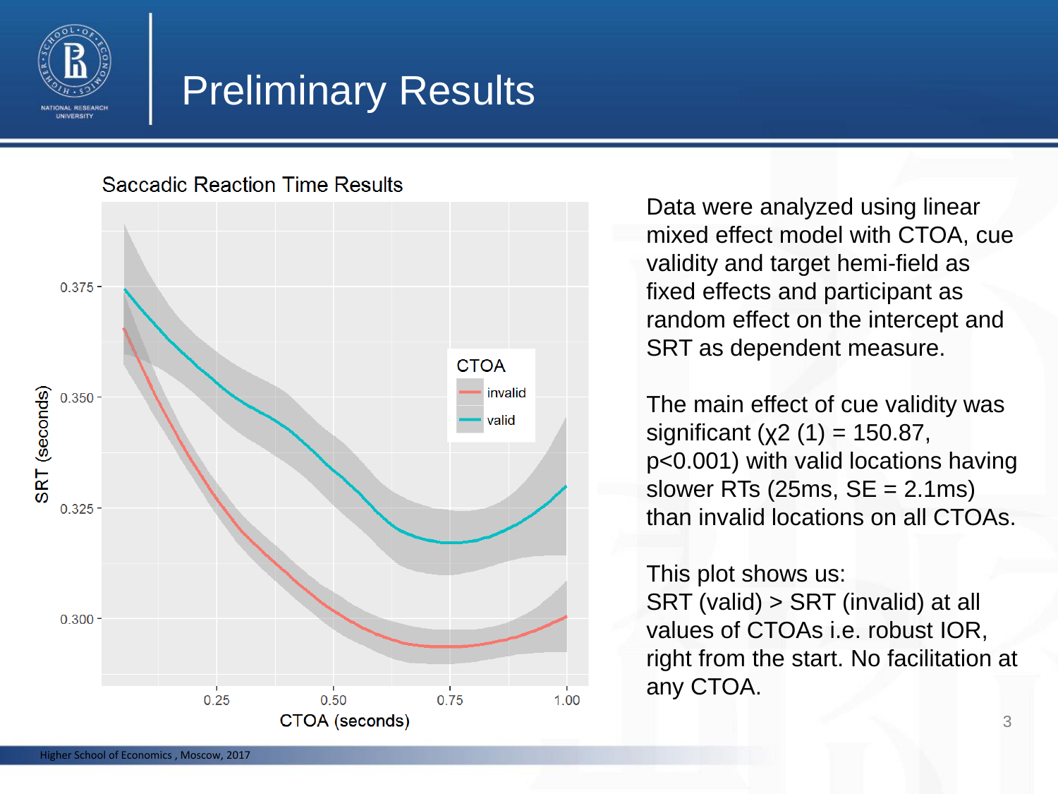# Preliminary Results

Saccadic Reaction Time Results

SRT (seconds)

0.375

0.350

0.325

0.300

CTOA

invalid

valid

0.25

0.50

0.75

1.00

CTOA (seconds)

Data were analyzed using linear mixed effect model with CTOA, cue validity and target hemi-field as fixed effects and participant as random effect on the intercept and SRT as dependent measure.

The main effect of cue validity was significant ($\chi 2$ (1) = 150.87, $p<0.001$) with valid locations having slower RTs (25ms, SE = 2.1ms) than invalid locations on all CTOAs.

This plot shows us:
SRT (valid) > SRT (invalid) at all values of CTOAs i.e. robust IOR, right from the start. No facilitation at any CTOA.